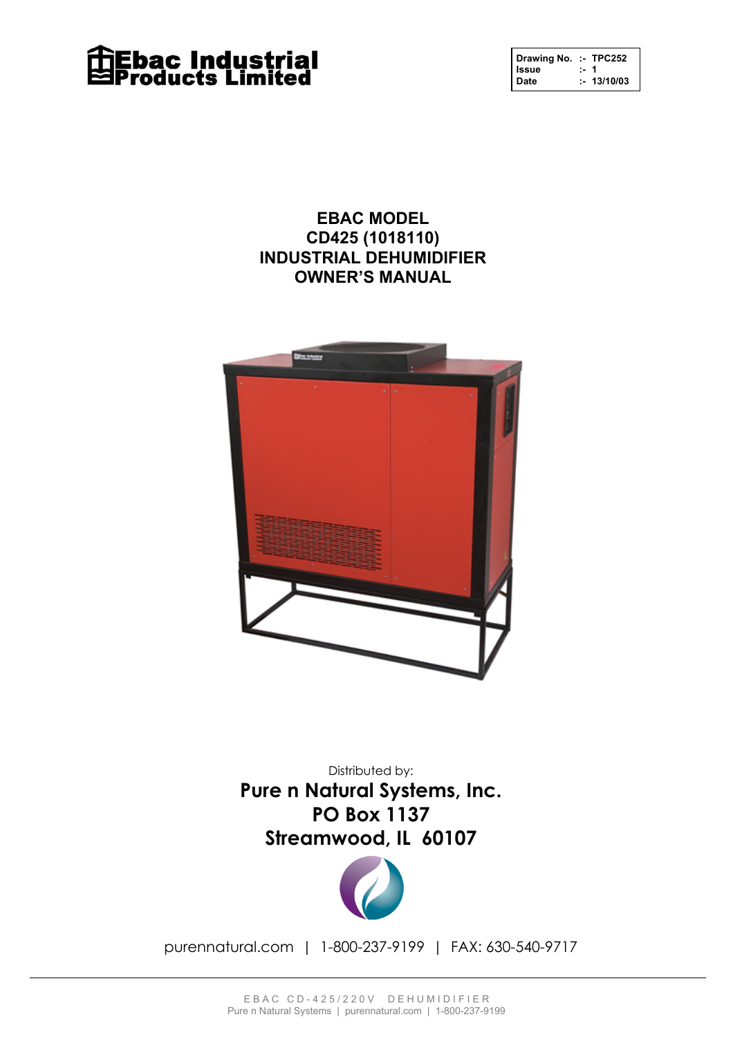**Ebac Industrial Products Limited**

| Drawing No. | :- | TPC252 |
| --- | --- | --- |
| Issue | :- | 1 |
| Date | :- | 13/10/03 |

# EBAC MODEL
# CD425 (1018110)
# INDUSTRIAL DEHUMIDIFIER
# OWNER'S MANUAL

Distributed by:

**Pure n Natural Systems, Inc.**
**PO Box 1137**
**Streamwood, IL 60107**

purennatural.com | 1-800-237-9199 | FAX: 630-540-9717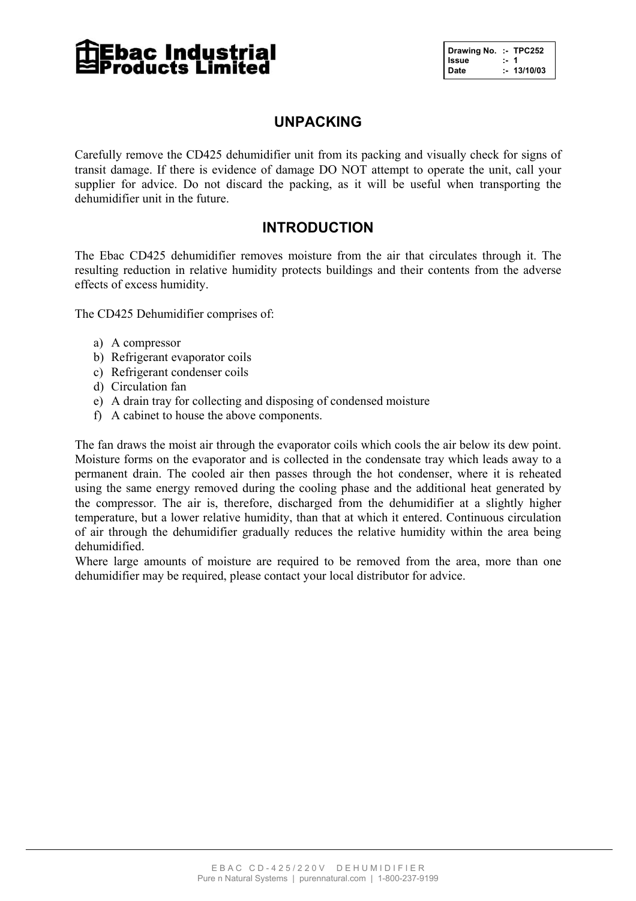## UNPACKING

Carefully remove the CD425 dehumidifier unit from its packing and visually check for signs of transit damage. If there is evidence of damage DO NOT attempt to operate the unit, call your supplier for advice. Do not discard the packing, as it will be useful when transporting the dehumidifier unit in the future.

## INTRODUCTION

The Ebac CD425 dehumidifier removes moisture from the air that circulates through it. The resulting reduction in relative humidity protects buildings and their contents from the adverse effects of excess humidity.

The CD425 Dehumidifier comprises of:

a) A compressor
b) Refrigerant evaporator coils
c) Refrigerant condenser coils
d) Circulation fan
e) A drain tray for collecting and disposing of condensed moisture
f) A cabinet to house the above components.

The fan draws the moist air through the evaporator coils which cools the air below its dew point. Moisture forms on the evaporator and is collected in the condensate tray which leads away to a permanent drain. The cooled air then passes through the hot condenser, where it is reheated using the same energy removed during the cooling phase and the additional heat generated by the compressor. The air is, therefore, discharged from the dehumidifier at a slightly higher temperature, but a lower relative humidity, than that at which it entered. Continuous circulation of air through the dehumidifier gradually reduces the relative humidity within the area being dehumidified.

Where large amounts of moisture are required to be removed from the area, more than one dehumidifier may be required, please contact your local distributor for advice.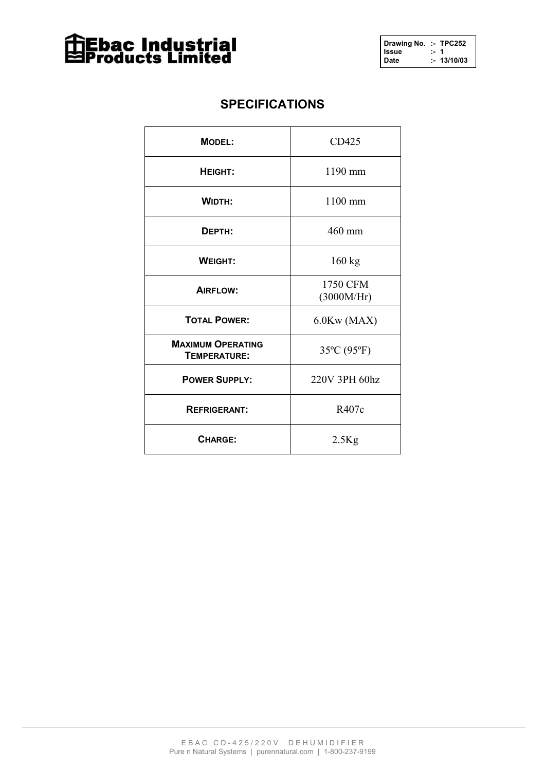**Ebac Industrial Products Limited**

| Drawing No. | :- TPC252 |
|---|---|
| Issue | :- 1 |
| Date | :- 13/10/03 |

## SPECIFICATIONS

| **MODEL:** | CD425 |
|---|---|
| **HEIGHT:** | 1190 mm |
| **WIDTH:** | 1100 mm |
| **DEPTH:** | 460 mm |
| **WEIGHT:** | 160 kg |
| **AIRFLOW:** | 1750 CFM (3000M/Hr) |
| **TOTAL POWER:** | 6.0Kw (MAX) |
| **MAXIMUM OPERATING TEMPERATURE:** | 35ºC (95ºF) |
| **POWER SUPPLY:** | 220V 3PH 60hz |
| **REFRIGERANT:** | R407c |
| **CHARGE:** | 2.5Kg |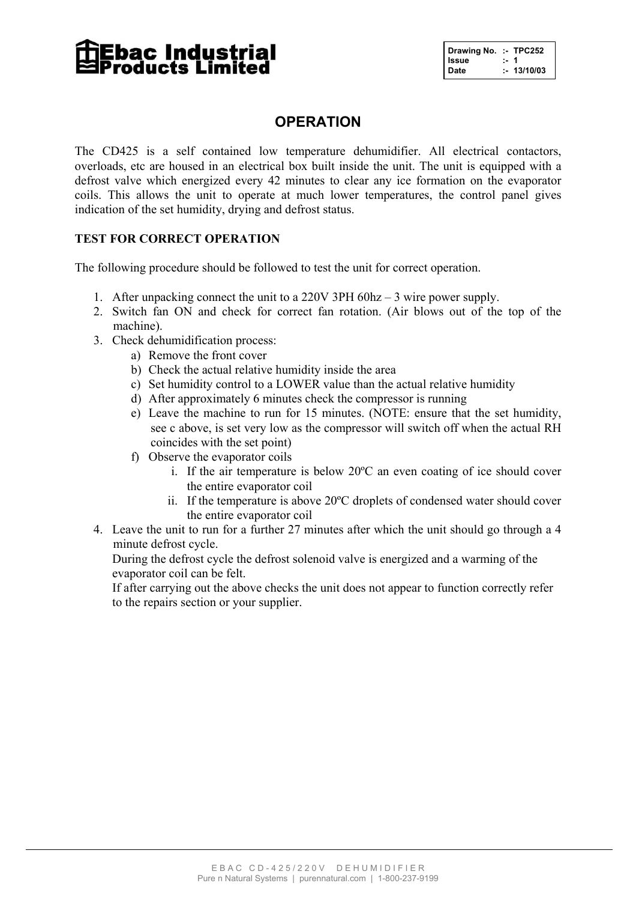# Ebac Industrial Products Limited

| Drawing No. | :- TPC252 |
|---|---|
| Issue | :- 1 |
| Date | :- 13/10/03 |

## OPERATION

The CD425 is a self contained low temperature dehumidifier. All electrical contactors, overloads, etc are housed in an electrical box built inside the unit. The unit is equipped with a defrost valve which energized every 42 minutes to clear any ice formation on the evaporator coils. This allows the unit to operate at much lower temperatures, the control panel gives indication of the set humidity, drying and defrost status.

### TEST FOR CORRECT OPERATION

The following procedure should be followed to test the unit for correct operation.

1. After unpacking connect the unit to a 220V 3PH 60hz – 3 wire power supply.
2. Switch fan ON and check for correct fan rotation. (Air blows out of the top of the machine).
3. Check dehumidification process:
   a) Remove the front cover
   b) Check the actual relative humidity inside the area
   c) Set humidity control to a LOWER value than the actual relative humidity
   d) After approximately 6 minutes check the compressor is running
   e) Leave the machine to run for 15 minutes. (NOTE: ensure that the set humidity, see c above, is set very low as the compressor will switch off when the actual RH coincides with the set point)
   f) Observe the evaporator coils
      i. If the air temperature is below 20ºC an even coating of ice should cover the entire evaporator coil
      ii. If the temperature is above 20ºC droplets of condensed water should cover the entire evaporator coil
4. Leave the unit to run for a further 27 minutes after which the unit should go through a 4 minute defrost cycle.
   During the defrost cycle the defrost solenoid valve is energized and a warming of the evaporator coil can be felt.
   If after carrying out the above checks the unit does not appear to function correctly refer to the repairs section or your supplier.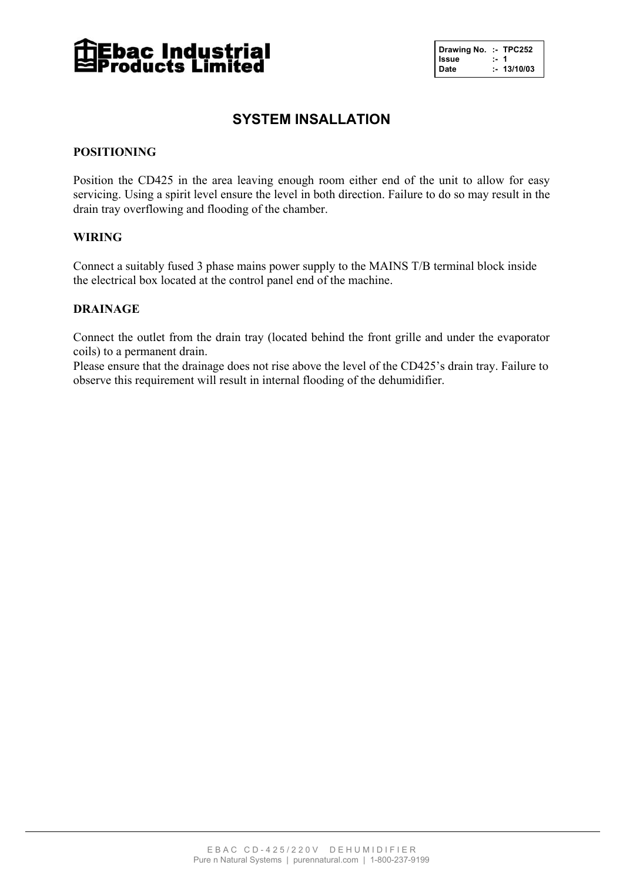**Ebac Industrial Products Limited**

| Drawing No. | :- TPC252 |
| --- | --- |
| Issue | :- 1 |
| Date | :- 13/10/03 |

## SYSTEM INSALLATION

### POSITIONING

Position the CD425 in the area leaving enough room either end of the unit to allow for easy servicing. Using a spirit level ensure the level in both direction. Failure to do so may result in the drain tray overflowing and flooding of the chamber.

### WIRING

Connect a suitably fused 3 phase mains power supply to the MAINS T/B terminal block inside the electrical box located at the control panel end of the machine.

### DRAINAGE

Connect the outlet from the drain tray (located behind the front grille and under the evaporator coils) to a permanent drain.
Please ensure that the drainage does not rise above the level of the CD425's drain tray. Failure to observe this requirement will result in internal flooding of the dehumidifier.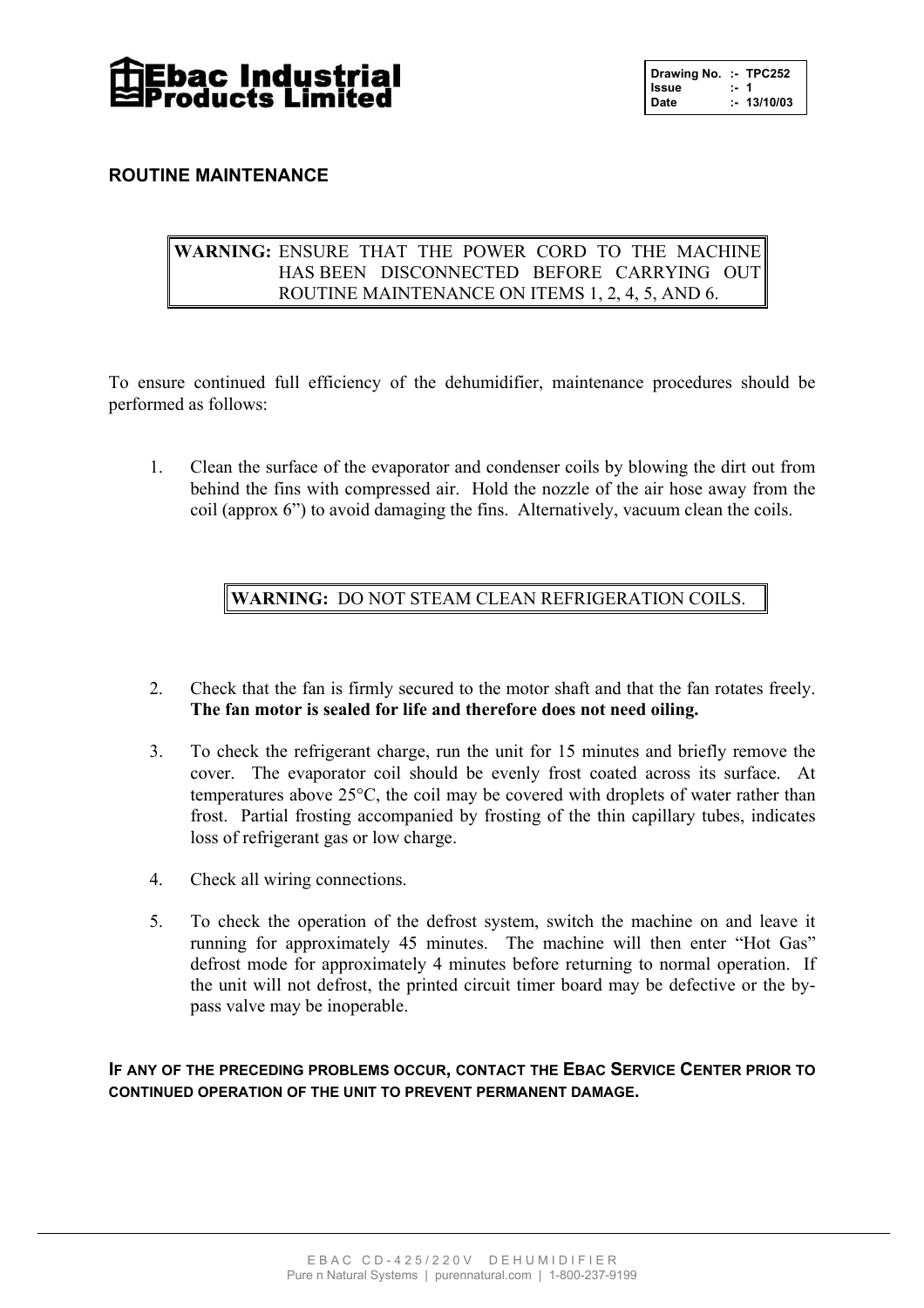**Ebac Industrial Products Limited**

| Drawing No. | :- TPC252 |
|---|---|
| Issue | :- 1 |
| Date | :- 13/10/03 |

## ROUTINE MAINTENANCE

> **WARNING:** ENSURE THAT THE POWER CORD TO THE MACHINE HAS BEEN DISCONNECTED BEFORE CARRYING OUT ROUTINE MAINTENANCE ON ITEMS 1, 2, 4, 5, AND 6.

To ensure continued full efficiency of the dehumidifier, maintenance procedures should be performed as follows:

1. Clean the surface of the evaporator and condenser coils by blowing the dirt out from behind the fins with compressed air. Hold the nozzle of the air hose away from the coil (approx 6") to avoid damaging the fins. Alternatively, vacuum clean the coils.

> **WARNING:** DO NOT STEAM CLEAN REFRIGERATION COILS.

2. Check that the fan is firmly secured to the motor shaft and that the fan rotates freely. **The fan motor is sealed for life and therefore does not need oiling.**
3. To check the refrigerant charge, run the unit for 15 minutes and briefly remove the cover. The evaporator coil should be evenly frost coated across its surface. At temperatures above 25°C, the coil may be covered with droplets of water rather than frost. Partial frosting accompanied by frosting of the thin capillary tubes, indicates loss of refrigerant gas or low charge.
4. Check all wiring connections.
5. To check the operation of the defrost system, switch the machine on and leave it running for approximately 45 minutes. The machine will then enter "Hot Gas" defrost mode for approximately 4 minutes before returning to normal operation. If the unit will not defrost, the printed circuit timer board may be defective or the by-pass valve may be inoperable.

**IF ANY OF THE PRECEDING PROBLEMS OCCUR, CONTACT THE EBAC SERVICE CENTER PRIOR TO CONTINUED OPERATION OF THE UNIT TO PREVENT PERMANENT DAMAGE.**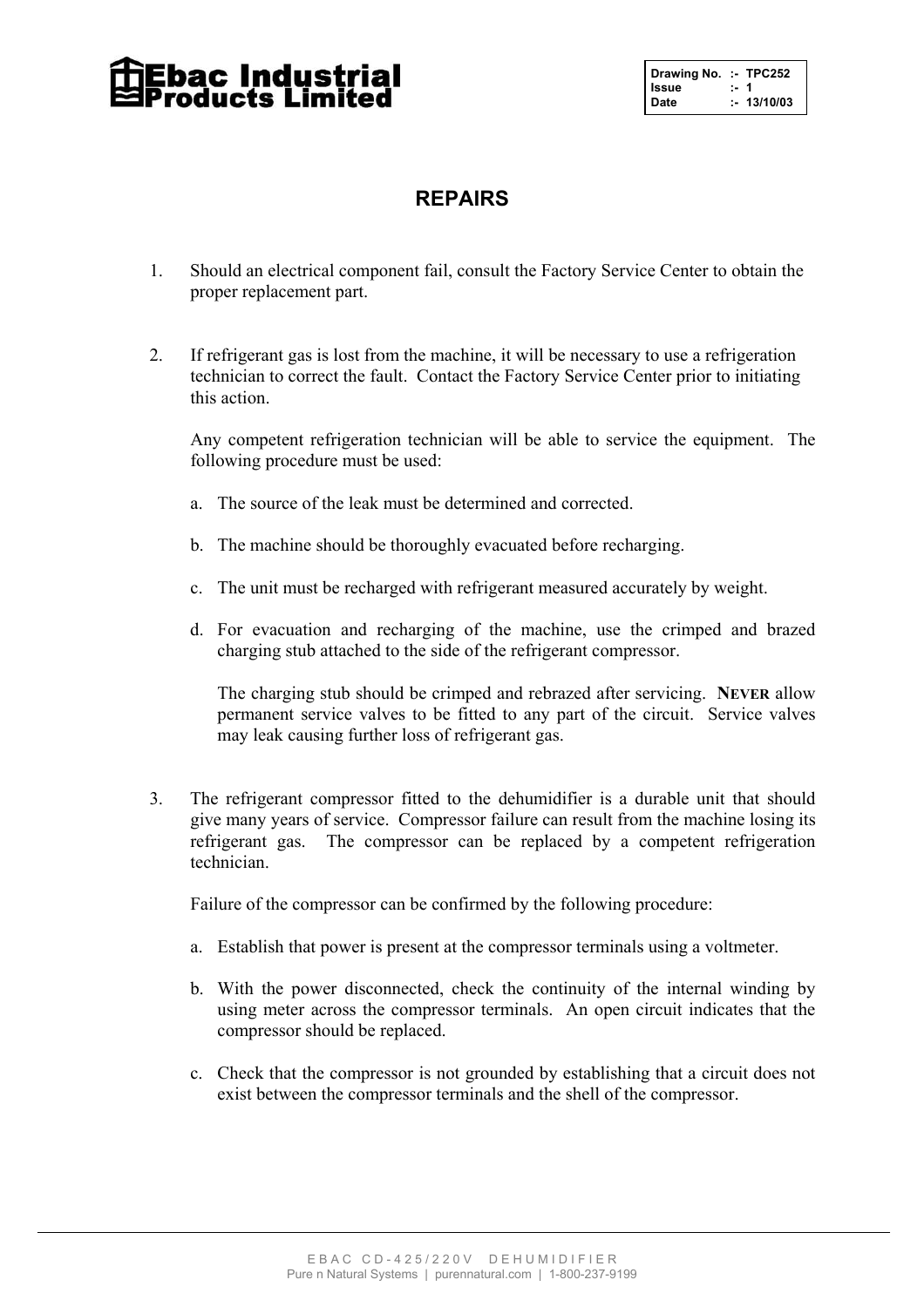# REPAIRS

1. Should an electrical component fail, consult the Factory Service Center to obtain the proper replacement part.

2. If refrigerant gas is lost from the machine, it will be necessary to use a refrigeration technician to correct the fault. Contact the Factory Service Center prior to initiating this action.

   Any competent refrigeration technician will be able to service the equipment. The following procedure must be used:

   a. The source of the leak must be determined and corrected.

   b. The machine should be thoroughly evacuated before recharging.

   c. The unit must be recharged with refrigerant measured accurately by weight.

   d. For evacuation and recharging of the machine, use the crimped and brazed charging stub attached to the side of the refrigerant compressor.

      The charging stub should be crimped and rebrazed after servicing. **NEVER** allow permanent service valves to be fitted to any part of the circuit. Service valves may leak causing further loss of refrigerant gas.

3. The refrigerant compressor fitted to the dehumidifier is a durable unit that should give many years of service. Compressor failure can result from the machine losing its refrigerant gas. The compressor can be replaced by a competent refrigeration technician.

   Failure of the compressor can be confirmed by the following procedure:

   a. Establish that power is present at the compressor terminals using a voltmeter.

   b. With the power disconnected, check the continuity of the internal winding by using meter across the compressor terminals. An open circuit indicates that the compressor should be replaced.

   c. Check that the compressor is not grounded by establishing that a circuit does not exist between the compressor terminals and the shell of the compressor.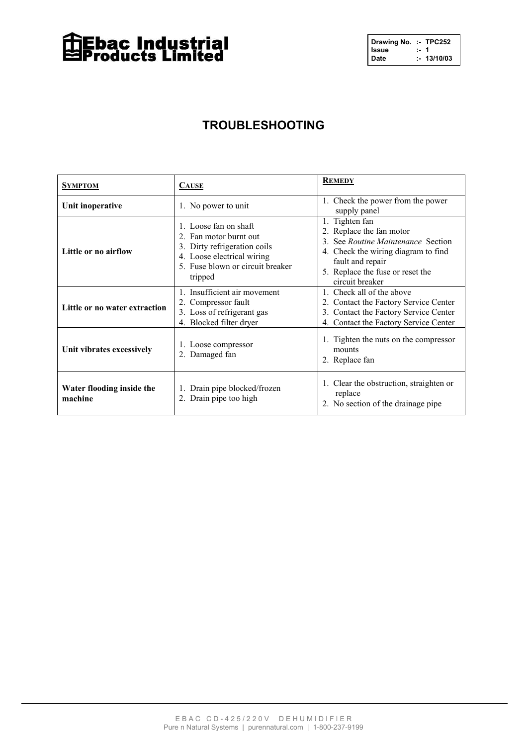Ebac Industrial Products Limited

| Drawing No. | :- TPC252 |
|---|---|
| Issue | :- 1 |
| Date | :- 13/10/03 |

## TROUBLESHOOTING

| SYMPTOM | CAUSE | REMEDY |
|---|---|---|
| **Unit inoperative** | 1. No power to unit | 1. Check the power from the power supply panel |
| **Little or no airflow** | 1. Loose fan on shaft<br>2. Fan motor burnt out<br>3. Dirty refrigeration coils<br>4. Loose electrical wiring<br>5. Fuse blown or circuit breaker tripped | 1. Tighten fan<br>2. Replace the fan motor<br>3. See *Routine Maintenance* Section<br>4. Check the wiring diagram to find fault and repair<br>5. Replace the fuse or reset the circuit breaker |
| **Little or no water extraction** | 1. Insufficient air movement<br>2. Compressor fault<br>3. Loss of refrigerant gas<br>4. Blocked filter dryer | 1. Check all of the above<br>2. Contact the Factory Service Center<br>3. Contact the Factory Service Center<br>4. Contact the Factory Service Center |
| **Unit vibrates excessively** | 1. Loose compressor<br>2. Damaged fan | 1. Tighten the nuts on the compressor mounts<br>2. Replace fan |
| **Water flooding inside the machine** | 1. Drain pipe blocked/frozen<br>2. Drain pipe too high | 1. Clear the obstruction, straighten or replace<br>2. No section of the drainage pipe |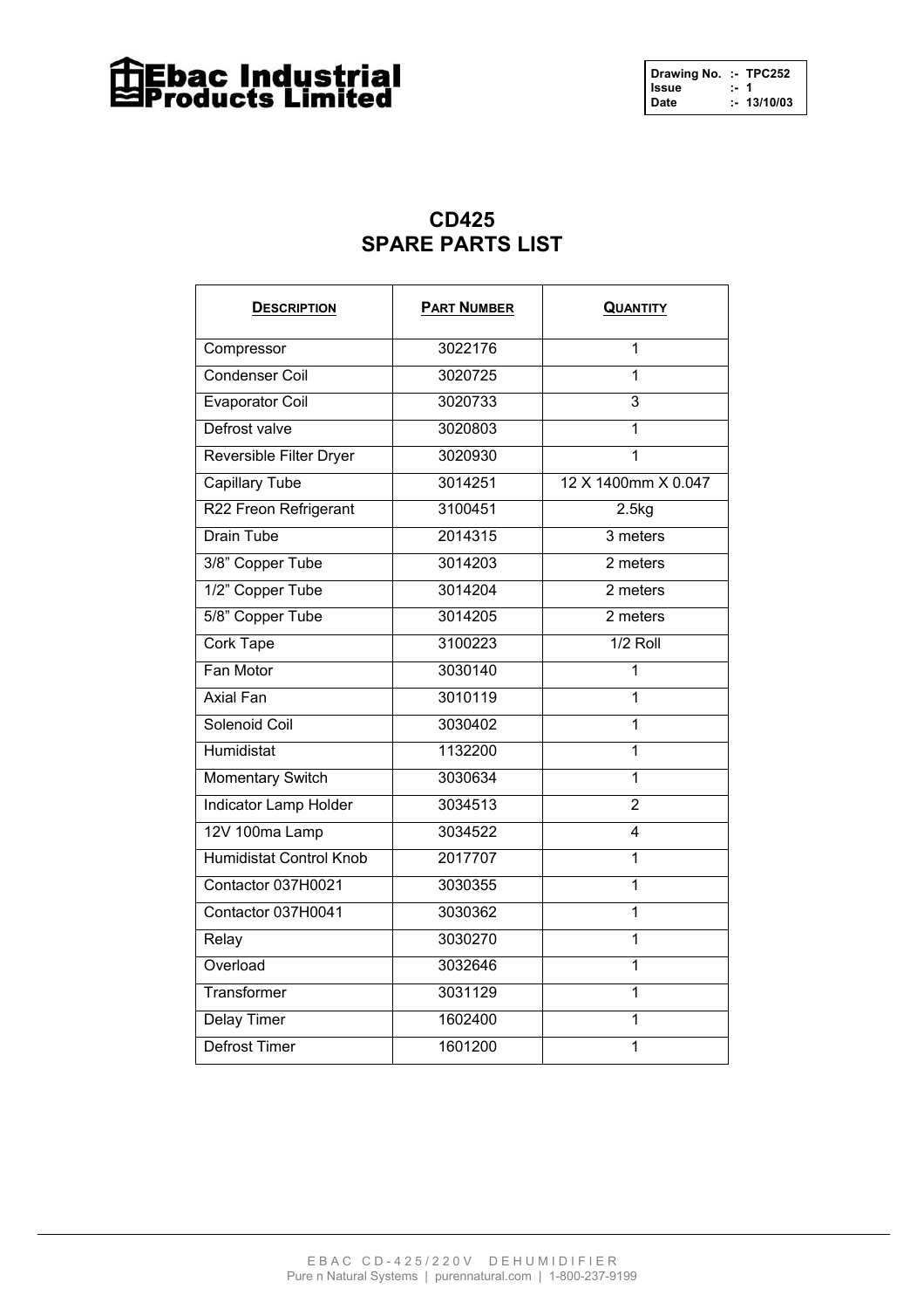**Ebac Industrial Products Limited**

| Drawing No. | :- TPC252 |
| --- | --- |
| Issue | :- 1 |
| Date | :- 13/10/03 |

# CD425
# SPARE PARTS LIST

| DESCRIPTION | PART NUMBER | QUANTITY |
| --- | --- | --- |
| Compressor | 3022176 | 1 |
| Condenser Coil | 3020725 | 1 |
| Evaporator Coil | 3020733 | 3 |
| Defrost valve | 3020803 | 1 |
| Reversible Filter Dryer | 3020930 | 1 |
| Capillary Tube | 3014251 | 12 X 1400mm X 0.047 |
| R22 Freon Refrigerant | 3100451 | 2.5kg |
| Drain Tube | 2014315 | 3 meters |
| 3/8" Copper Tube | 3014203 | 2 meters |
| 1/2" Copper Tube | 3014204 | 2 meters |
| 5/8" Copper Tube | 3014205 | 2 meters |
| Cork Tape | 3100223 | 1/2 Roll |
| Fan Motor | 3030140 | 1 |
| Axial Fan | 3010119 | 1 |
| Solenoid Coil | 3030402 | 1 |
| Humidistat | 1132200 | 1 |
| Momentary Switch | 3030634 | 1 |
| Indicator Lamp Holder | 3034513 | 2 |
| 12V 100ma Lamp | 3034522 | 4 |
| Humidistat Control Knob | 2017707 | 1 |
| Contactor 037H0021 | 3030355 | 1 |
| Contactor 037H0041 | 3030362 | 1 |
| Relay | 3030270 | 1 |
| Overload | 3032646 | 1 |
| Transformer | 3031129 | 1 |
| Delay Timer | 1602400 | 1 |
| Defrost Timer | 1601200 | 1 |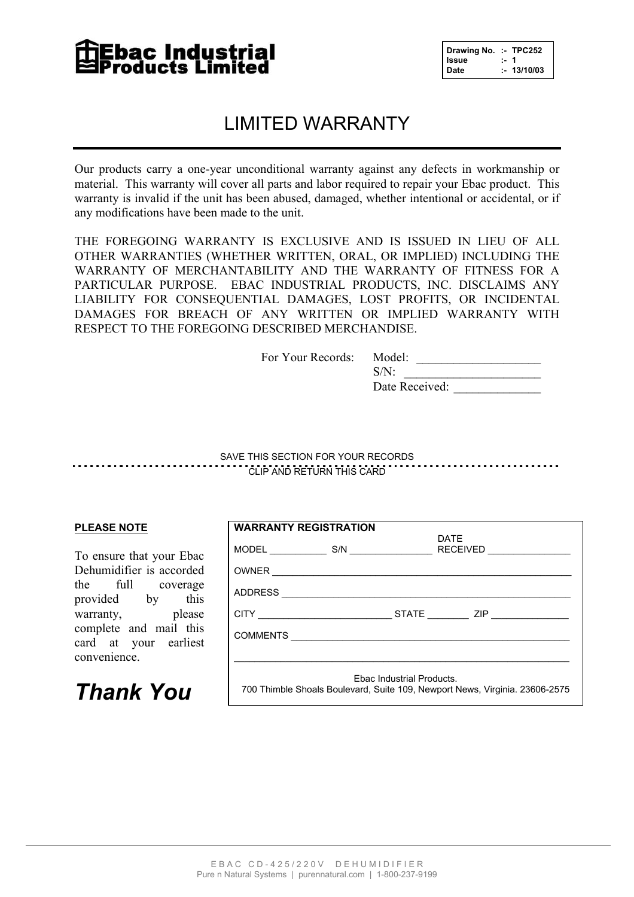**Ebac Industrial Products Limited**

| Drawing No. | :- TPC252 |
|---|---|
| Issue | :- 1 |
| Date | :- 13/10/03 |

# LIMITED WARRANTY

Our products carry a one-year unconditional warranty against any defects in workmanship or material. This warranty will cover all parts and labor required to repair your Ebac product. This warranty is invalid if the unit has been abused, damaged, whether intentional or accidental, or if any modifications have been made to the unit.

THE FOREGOING WARRANTY IS EXCLUSIVE AND IS ISSUED IN LIEU OF ALL OTHER WARRANTIES (WHETHER WRITTEN, ORAL, OR IMPLIED) INCLUDING THE WARRANTY OF MERCHANTABILITY AND THE WARRANTY OF FITNESS FOR A PARTICULAR PURPOSE. EBAC INDUSTRIAL PRODUCTS, INC. DISCLAIMS ANY LIABILITY FOR CONSEQUENTIAL DAMAGES, LOST PROFITS, OR INCIDENTAL DAMAGES FOR BREACH OF ANY WRITTEN OR IMPLIED WARRANTY WITH RESPECT TO THE FOREGOING DESCRIBED MERCHANDISE.

For Your Records: Model: ____________________
S/N: ______________________
Date Received: ______________

SAVE THIS SECTION FOR YOUR RECORDS

CLIP AND RETURN THIS CARD

**PLEASE NOTE**

To ensure that your Ebac Dehumidifier is accorded the full coverage provided by this warranty, please complete and mail this card at your earliest convenience.

***Thank You***

**WARRANTY REGISTRATION**

MODEL ___________ S/N _______________ DATE RECEIVED _______________

OWNER ________________________________________________________

ADDRESS ______________________________________________________

CITY ________________________ STATE ________ ZIP ______________

COMMENTS _____________________________________________________

_______________________________________________________________

Ebac Industrial Products.
700 Thimble Shoals Boulevard, Suite 109, Newport News, Virginia. 23606-2575